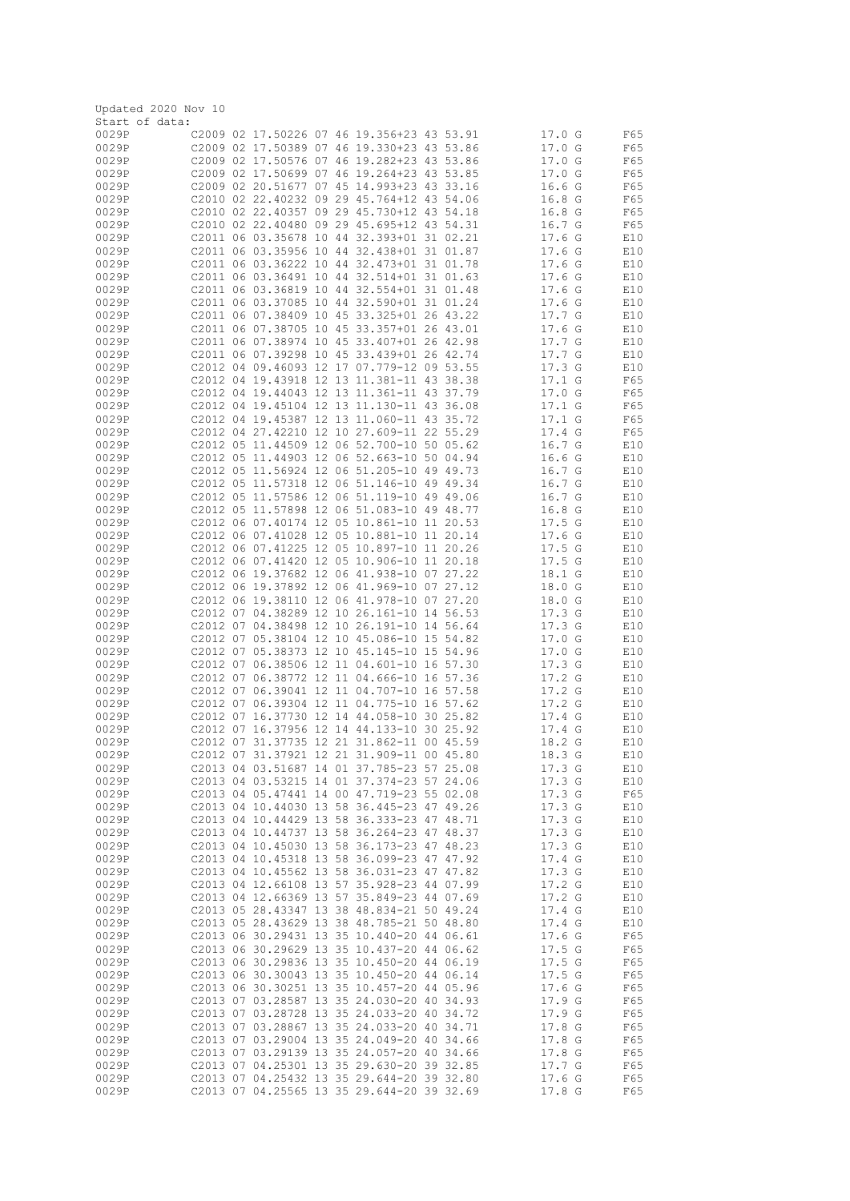```
Updated 2020 Nov 10
Start of data:
0029P         C2009 02 17.50226 07 46 19.356+23 43 53.91          17.0 G      F65
0029P         C2009 02 17.50389 07 46 19.330+23 43 53.86          17.0 G      F65
0029P         C2009 02 17.50576 07 46 19.282+23 43 53.86          17.0 G      F65
0029P         C2009 02 17.50699 07 46 19.264+23 43 53.85          17.0 G      F65
0029P         C2009 02 20.51677 07 45 14.993+23 43 33.16          16.6 G      F65
0029P         C2010 02 22.40232 09 29 45.764+12 43 54.06          16.8 G      F65
0029P         C2010 02 22.40357 09 29 45.730+12 43 54.18          16.8 G      F65
0029P         C2010 02 22.40480 09 29 45.695+12 43 54.31          16.7 G      F65
0029P         C2011 06 03.35678 10 44 32.393+01 31 02.21          17.6 G      E10
0029P         C2011 06 03.35956 10 44 32.438+01 31 01.87          17.6 G      E10
0029P         C2011 06 03.36222 10 44 32.473+01 31 01.78          17.6 G      E10
0029P         C2011 06 03.36491 10 44 32.514+01 31 01.63          17.6 G      E10
0029P         C2011 06 03.36819 10 44 32.554+01 31 01.48          17.6 G      E10
0029P         C2011 06 03.37085 10 44 32.590+01 31 01.24          17.6 G      E10
0029P         C2011 06 07.38409 10 45 33.325+01 26 43.22          17.7 G      E10
0029P         C2011 06 07.38705 10 45 33.357+01 26 43.01          17.6 G      E10
0029P         C2011 06 07.38974 10 45 33.407+01 26 42.98          17.7 G      E10
0029P         C2011 06 07.39298 10 45 33.439+01 26 42.74          17.7 G      E10
0029P         C2012 04 09.46093 12 17 07.779-12 09 53.55          17.3 G      E10
0029P         C2012 04 19.43918 12 13 11.381-11 43 38.38          17.1 G      F65
0029P         C2012 04 19.44043 12 13 11.361-11 43 37.79          17.0 G      F65
0029P         C2012 04 19.45104 12 13 11.130-11 43 36.08          17.1 G      F65
0029P         C2012 04 19.45387 12 13 11.060-11 43 35.72          17.1 G      F65
0029P         C2012 04 27.42210 12 10 27.609-11 22 55.29          17.4 G      F65
0029P         C2012 05 11.44509 12 06 52.700-10 50 05.62          16.7 G      E10
0029P         C2012 05 11.44903 12 06 52.663-10 50 04.94          16.6 G      E10
0029P         C2012 05 11.56924 12 06 51.205-10 49 49.73          16.7 G      E10
0029P         C2012 05 11.57318 12 06 51.146-10 49 49.34          16.7 G      E10
0029P         C2012 05 11.57586 12 06 51.119-10 49 49.06          16.7 G      E10
0029P         C2012 05 11.57898 12 06 51.083-10 49 48.77          16.8 G      E10
0029P         C2012 06 07.40174 12 05 10.861-10 11 20.53          17.5 G      E10
0029P         C2012 06 07.41028 12 05 10.881-10 11 20.14          17.6 G      E10
0029P         C2012 06 07.41225 12 05 10.897-10 11 20.26          17.5 G      E10
0029P         C2012 06 07.41420 12 05 10.906-10 11 20.18          17.5 G      E10
0029P         C2012 06 19.37682 12 06 41.938-10 07 27.22          18.1 G      E10
0029P         C2012 06 19.37892 12 06 41.969-10 07 27.12          18.0 G      E10
0029P         C2012 06 19.38110 12 06 41.978-10 07 27.20          18.0 G      E10
0029P         C2012 07 04.38289 12 10 26.161-10 14 56.53          17.3 G      E10
0029P         C2012 07 04.38498 12 10 26.191-10 14 56.64          17.3 G      E10
0029P         C2012 07 05.38104 12 10 45.086-10 15 54.82          17.0 G      E10
0029P         C2012 07 05.38373 12 10 45.145-10 15 54.96          17.0 G      E10
0029P         C2012 07 06.38506 12 11 04.601-10 16 57.30          17.3 G      E10
0029P         C2012 07 06.38772 12 11 04.666-10 16 57.36          17.2 G      E10
0029P         C2012 07 06.39041 12 11 04.707-10 16 57.58          17.2 G      E10
0029P         C2012 07 06.39304 12 11 04.775-10 16 57.62          17.2 G      E10
0029P         C2012 07 16.37730 12 14 44.058-10 30 25.82          17.4 G      E10
0029P         C2012 07 16.37956 12 14 44.133-10 30 25.92          17.4 G      E10
0029P         C2012 07 31.37735 12 21 31.862-11 00 45.59          18.2 G      E10
0029P         C2012 07 31.37921 12 21 31.909-11 00 45.80          18.3 G      E10
0029P         C2013 04 03.51687 14 01 37.785-23 57 25.08          17.3 G      E10
0029P         C2013 04 03.53215 14 01 37.374-23 57 24.06          17.3 G      E10
0029P         C2013 04 05.47441 14 00 47.719-23 55 02.08          17.3 G      F65
0029P         C2013 04 10.44030 13 58 36.445-23 47 49.26          17.3 G      E10
0029P         C2013 04 10.44429 13 58 36.333-23 47 48.71          17.3 G      E10
0029P         C2013 04 10.44737 13 58 36.264-23 47 48.37          17.3 G      E10
0029P         C2013 04 10.45030 13 58 36.173-23 47 48.23          17.3 G      E10
0029P         C2013 04 10.45318 13 58 36.099-23 47 47.92          17.4 G      E10
0029P         C2013 04 10.45562 13 58 36.031-23 47 47.82          17.3 G      E10
0029P         C2013 04 12.66108 13 57 35.928-23 44 07.99          17.2 G      E10
0029P         C2013 04 12.66369 13 57 35.849-23 44 07.69          17.2 G      E10
0029P         C2013 05 28.43347 13 38 48.834-21 50 49.24          17.4 G      E10
0029P         C2013 05 28.43629 13 38 48.785-21 50 48.80          17.4 G      E10
0029P         C2013 06 30.29431 13 35 10.440-20 44 06.61          17.6 G      F65
0029P         C2013 06 30.29629 13 35 10.437-20 44 06.62          17.5 G      F65
0029P         C2013 06 30.29836 13 35 10.450-20 44 06.19          17.5 G      F65
0029P         C2013 06 30.30043 13 35 10.450-20 44 06.14          17.5 G      F65
0029P         C2013 06 30.30251 13 35 10.457-20 44 05.96          17.6 G      F65
0029P         C2013 07 03.28587 13 35 24.030-20 40 34.93          17.9 G      F65
0029P         C2013 07 03.28728 13 35 24.033-20 40 34.72          17.9 G      F65
0029P         C2013 07 03.28867 13 35 24.033-20 40 34.71          17.8 G      F65
0029P         C2013 07 03.29004 13 35 24.049-20 40 34.66          17.8 G      F65
0029P         C2013 07 03.29139 13 35 24.057-20 40 34.66          17.8 G      F65
0029P         C2013 07 04.25301 13 35 29.630-20 39 32.85          17.7 G      F65
0029P         C2013 07 04.25432 13 35 29.644-20 39 32.80          17.6 G      F65
0029P         C2013 07 04.25565 13 35 29.644-20 39 32.69          17.8 G      F65
```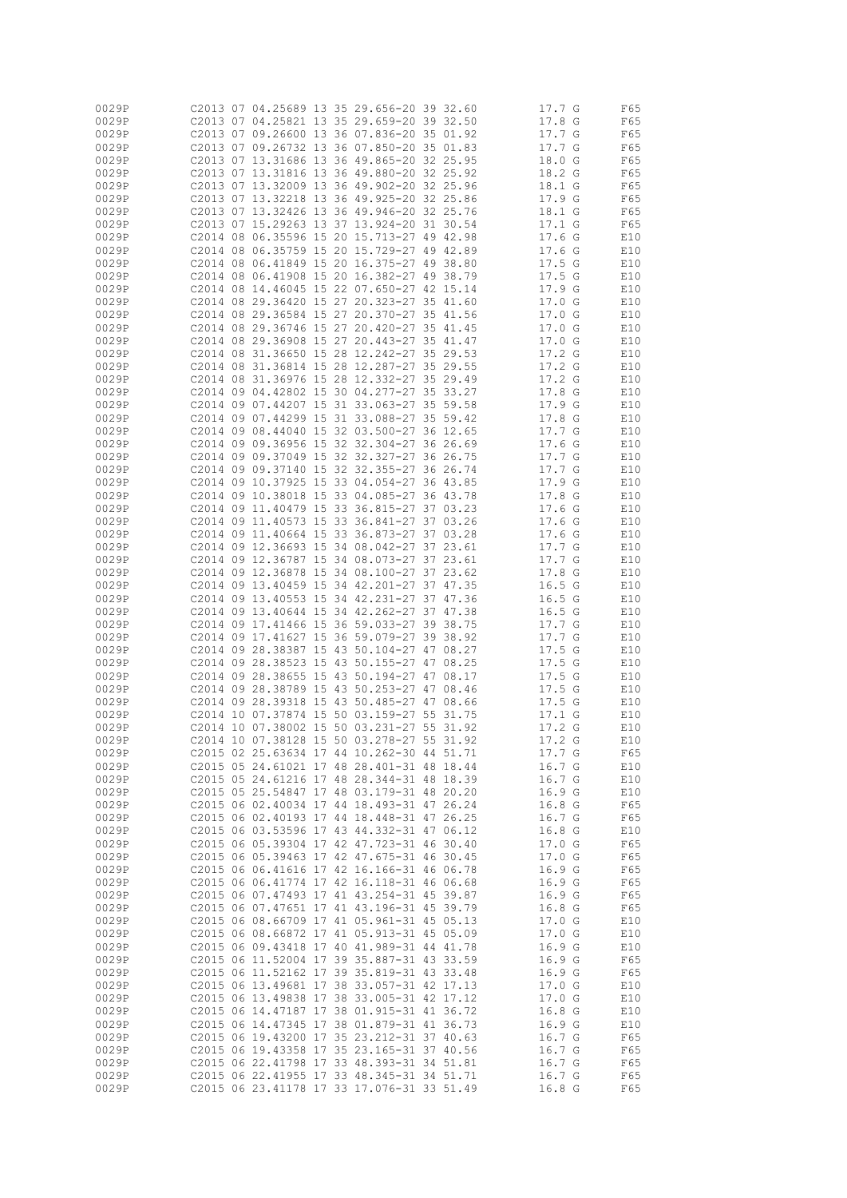```
0029P         C2013 07 04.25689 13 35 29.656-20 39 32.60          17.7 G      F65
0029P         C2013 07 04.25821 13 35 29.659-20 39 32.50          17.8 G      F65
0029P         C2013 07 09.26600 13 36 07.836-20 35 01.92          17.7 G      F65
0029P         C2013 07 09.26732 13 36 07.850-20 35 01.83          17.7 G      F65
0029P         C2013 07 13.31686 13 36 49.865-20 32 25.95          18.0 G      F65
0029P         C2013 07 13.31816 13 36 49.880-20 32 25.92          18.2 G      F65
0029P         C2013 07 13.32009 13 36 49.902-20 32 25.96          18.1 G      F65
0029P         C2013 07 13.32218 13 36 49.925-20 32 25.86          17.9 G      F65
0029P         C2013 07 13.32426 13 36 49.946-20 32 25.76          18.1 G      F65
0029P         C2013 07 15.29263 13 37 13.924-20 31 30.54          17.1 G      F65
0029P         C2014 08 06.35596 15 20 15.713-27 49 42.98          17.6 G      E10
0029P         C2014 08 06.35759 15 20 15.729-27 49 42.89          17.6 G      E10
0029P         C2014 08 06.41849 15 20 16.375-27 49 38.80          17.5 G      E10
0029P         C2014 08 06.41908 15 20 16.382-27 49 38.79          17.5 G      E10
0029P         C2014 08 14.46045 15 22 07.650-27 42 15.14          17.9 G      E10
0029P         C2014 08 29.36420 15 27 20.323-27 35 41.60          17.0 G      E10
0029P         C2014 08 29.36584 15 27 20.370-27 35 41.56          17.0 G      E10
0029P         C2014 08 29.36746 15 27 20.420-27 35 41.45          17.0 G      E10
0029P         C2014 08 29.36908 15 27 20.443-27 35 41.47          17.0 G      E10
0029P         C2014 08 31.36650 15 28 12.242-27 35 29.53          17.2 G      E10
0029P         C2014 08 31.36814 15 28 12.287-27 35 29.55          17.2 G      E10
0029P         C2014 08 31.36976 15 28 12.332-27 35 29.49          17.2 G      E10
0029P         C2014 09 04.42802 15 30 04.277-27 35 33.27          17.8 G      E10
0029P         C2014 09 07.44207 15 31 33.063-27 35 59.58          17.9 G      E10
0029P         C2014 09 07.44299 15 31 33.088-27 35 59.42          17.8 G      E10
0029P         C2014 09 08.44040 15 32 03.500-27 36 12.65          17.7 G      E10
0029P         C2014 09 09.36956 15 32 32.304-27 36 26.69          17.6 G      E10
0029P         C2014 09 09.37049 15 32 32.327-27 36 26.75          17.7 G      E10
0029P         C2014 09 09.37140 15 32 32.355-27 36 26.74          17.7 G      E10
0029P         C2014 09 10.37925 15 33 04.054-27 36 43.85          17.9 G      E10
0029P         C2014 09 10.38018 15 33 04.085-27 36 43.78          17.8 G      E10
0029P         C2014 09 11.40479 15 33 36.815-27 37 03.23          17.6 G      E10
0029P         C2014 09 11.40573 15 33 36.841-27 37 03.26          17.6 G      E10
0029P         C2014 09 11.40664 15 33 36.873-27 37 03.28          17.6 G      E10
0029P         C2014 09 12.36693 15 34 08.042-27 37 23.61          17.7 G      E10
0029P         C2014 09 12.36787 15 34 08.073-27 37 23.61          17.7 G      E10
0029P         C2014 09 12.36878 15 34 08.100-27 37 23.62          17.8 G      E10
0029P         C2014 09 13.40459 15 34 42.201-27 37 47.35          16.5 G      E10
0029P         C2014 09 13.40553 15 34 42.231-27 37 47.36          16.5 G      E10
0029P         C2014 09 13.40644 15 34 42.262-27 37 47.38          16.5 G      E10
0029P         C2014 09 17.41466 15 36 59.033-27 39 38.75          17.7 G      E10
0029P         C2014 09 17.41627 15 36 59.079-27 39 38.92          17.7 G      E10
0029P         C2014 09 28.38387 15 43 50.104-27 47 08.27          17.5 G      E10
0029P         C2014 09 28.38523 15 43 50.155-27 47 08.25          17.5 G      E10
0029P         C2014 09 28.38655 15 43 50.194-27 47 08.17          17.5 G      E10
0029P         C2014 09 28.38789 15 43 50.253-27 47 08.46          17.5 G      E10
0029P         C2014 09 28.39318 15 43 50.485-27 47 08.66          17.5 G      E10
0029P         C2014 10 07.37874 15 50 03.159-27 55 31.75          17.1 G      E10
0029P         C2014 10 07.38002 15 50 03.231-27 55 31.92          17.2 G      E10
0029P         C2014 10 07.38128 15 50 03.278-27 55 31.92          17.2 G      E10
0029P         C2015 02 25.63634 17 44 10.262-30 44 51.71          17.7 G      F65
0029P         C2015 05 24.61021 17 48 28.401-31 48 18.44          16.7 G      E10
0029P         C2015 05 24.61216 17 48 28.344-31 48 18.39          16.7 G      E10
0029P         C2015 05 25.54847 17 48 03.179-31 48 20.20          16.9 G      E10
0029P         C2015 06 02.40034 17 44 18.493-31 47 26.24          16.8 G      F65
0029P         C2015 06 02.40193 17 44 18.448-31 47 26.25          16.7 G      F65
0029P         C2015 06 03.53596 17 43 44.332-31 47 06.12          16.8 G      E10
0029P         C2015 06 05.39304 17 42 47.723-31 46 30.40          17.0 G      F65
0029P         C2015 06 05.39463 17 42 47.675-31 46 30.45          17.0 G      F65
0029P         C2015 06 06.41616 17 42 16.166-31 46 06.78          16.9 G      F65
0029P         C2015 06 06.41774 17 42 16.118-31 46 06.68          16.9 G      F65
0029P         C2015 06 07.47493 17 41 43.254-31 45 39.87          16.9 G      F65
0029P         C2015 06 07.47651 17 41 43.196-31 45 39.79          16.8 G      F65
0029P         C2015 06 08.66709 17 41 05.961-31 45 05.13          17.0 G      E10
0029P         C2015 06 08.66872 17 41 05.913-31 45 05.09          17.0 G      E10
0029P         C2015 06 09.43418 17 40 41.989-31 44 41.78          16.9 G      E10
0029P         C2015 06 11.52004 17 39 35.887-31 43 33.59          16.9 G      F65
0029P         C2015 06 11.52162 17 39 35.819-31 43 33.48          16.9 G      F65
0029P         C2015 06 13.49681 17 38 33.057-31 42 17.13          17.0 G      E10
0029P         C2015 06 13.49838 17 38 33.005-31 42 17.12          17.0 G      E10
0029P         C2015 06 14.47187 17 38 01.915-31 41 36.72          16.8 G      E10
0029P         C2015 06 14.47345 17 38 01.879-31 41 36.73          16.9 G      E10
0029P         C2015 06 19.43200 17 35 23.212-31 37 40.63          16.7 G      F65
0029P         C2015 06 19.43358 17 35 23.165-31 37 40.56          16.7 G      F65
0029P         C2015 06 22.41798 17 33 48.393-31 34 51.81          16.7 G      F65
0029P         C2015 06 22.41955 17 33 48.345-31 34 51.71          16.7 G      F65
0029P         C2015 06 23.41178 17 33 17.076-31 33 51.49          16.8 G      F65
```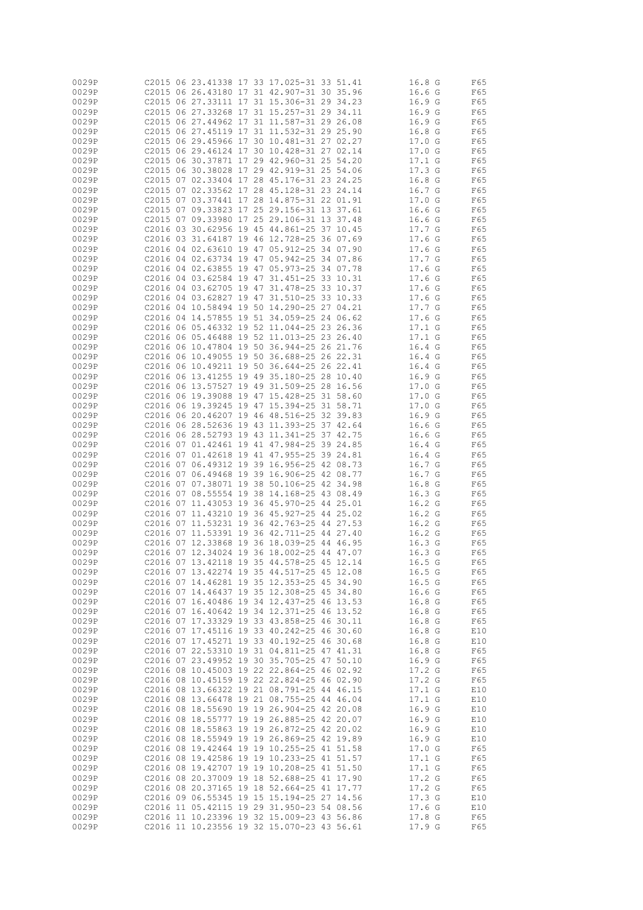```
0029P         C2015 06 23.41338 17 33 17.025-31 33 51.41          16.8 G      F65
0029P         C2015 06 26.43180 17 31 42.907-31 30 35.96          16.6 G      F65
0029P         C2015 06 27.33111 17 31 15.306-31 29 34.23          16.9 G      F65
0029P         C2015 06 27.33268 17 31 15.257-31 29 34.11          16.9 G      F65
0029P         C2015 06 27.44962 17 31 11.587-31 29 26.08          16.9 G      F65
0029P         C2015 06 27.45119 17 31 11.532-31 29 25.90          16.8 G      F65
0029P         C2015 06 29.45966 17 30 10.481-31 27 02.27          17.0 G      F65
0029P         C2015 06 29.46124 17 30 10.428-31 27 02.14          17.0 G      F65
0029P         C2015 06 30.37871 17 29 42.960-31 25 54.20          17.1 G      F65
0029P         C2015 06 30.38028 17 29 42.919-31 25 54.06          17.3 G      F65
0029P         C2015 07 02.33404 17 28 45.176-31 23 24.25          16.8 G      F65
0029P         C2015 07 02.33562 17 28 45.128-31 23 24.14          16.7 G      F65
0029P         C2015 07 03.37441 17 28 14.875-31 22 01.91          17.0 G      F65
0029P         C2015 07 09.33823 17 25 29.156-31 13 37.61          16.6 G      F65
0029P         C2015 07 09.33980 17 25 29.106-31 13 37.48          16.6 G      F65
0029P         C2016 03 30.62956 19 45 44.861-25 37 10.45          17.7 G      F65
0029P         C2016 03 31.64187 19 46 12.728-25 36 07.69          17.6 G      F65
0029P         C2016 04 02.63610 19 47 05.912-25 34 07.90          17.6 G      F65
0029P         C2016 04 02.63734 19 47 05.942-25 34 07.86          17.7 G      F65
0029P         C2016 04 02.63855 19 47 05.973-25 34 07.78          17.6 G      F65
0029P         C2016 04 03.62584 19 47 31.451-25 33 10.31          17.6 G      F65
0029P         C2016 04 03.62705 19 47 31.478-25 33 10.37          17.6 G      F65
0029P         C2016 04 03.62827 19 47 31.510-25 33 10.33          17.6 G      F65
0029P         C2016 04 10.58494 19 50 14.290-25 27 04.21          17.7 G      F65
0029P         C2016 04 14.57855 19 51 34.059-25 24 06.62          17.6 G      F65
0029P         C2016 06 05.46332 19 52 11.044-25 23 26.36          17.1 G      F65
0029P         C2016 06 05.46488 19 52 11.013-25 23 26.40          17.1 G      F65
0029P         C2016 06 10.47804 19 50 36.944-25 26 21.76          16.4 G      F65
0029P         C2016 06 10.49055 19 50 36.688-25 26 22.31          16.4 G      F65
0029P         C2016 06 10.49211 19 50 36.644-25 26 22.41          16.4 G      F65
0029P         C2016 06 13.41255 19 49 35.180-25 28 10.40          16.9 G      F65
0029P         C2016 06 13.57527 19 49 31.509-25 28 16.56          17.0 G      F65
0029P         C2016 06 19.39088 19 47 15.428-25 31 58.60          17.0 G      F65
0029P         C2016 06 19.39245 19 47 15.394-25 31 58.71          17.0 G      F65
0029P         C2016 06 20.46207 19 46 48.516-25 32 39.83          16.9 G      F65
0029P         C2016 06 28.52636 19 43 11.393-25 37 42.64          16.6 G      F65
0029P         C2016 06 28.52793 19 43 11.341-25 37 42.75          16.6 G      F65
0029P         C2016 07 01.42461 19 41 47.984-25 39 24.85          16.4 G      F65
0029P         C2016 07 01.42618 19 41 47.955-25 39 24.81          16.4 G      F65
0029P         C2016 07 06.49312 19 39 16.956-25 42 08.73          16.7 G      F65
0029P         C2016 07 06.49468 19 39 16.906-25 42 08.77          16.7 G      F65
0029P         C2016 07 07.38071 19 38 50.106-25 42 34.98          16.8 G      F65
0029P         C2016 07 08.55554 19 38 14.168-25 43 08.49          16.3 G      F65
0029P         C2016 07 11.43053 19 36 45.970-25 44 25.01          16.2 G      F65
0029P         C2016 07 11.43210 19 36 45.927-25 44 25.02          16.2 G      F65
0029P         C2016 07 11.53231 19 36 42.763-25 44 27.53          16.2 G      F65
0029P         C2016 07 11.53391 19 36 42.711-25 44 27.40          16.2 G      F65
0029P         C2016 07 12.33868 19 36 18.039-25 44 46.95          16.3 G      F65
0029P         C2016 07 12.34024 19 36 18.002-25 44 47.07          16.3 G      F65
0029P         C2016 07 13.42118 19 35 44.578-25 45 12.14          16.5 G      F65
0029P         C2016 07 13.42274 19 35 44.517-25 45 12.08          16.5 G      F65
0029P         C2016 07 14.46281 19 35 12.353-25 45 34.90          16.5 G      F65
0029P         C2016 07 14.46437 19 35 12.308-25 45 34.80          16.6 G      F65
0029P         C2016 07 16.40486 19 34 12.437-25 46 13.53          16.8 G      F65
0029P         C2016 07 16.40642 19 34 12.371-25 46 13.52          16.8 G      F65
0029P         C2016 07 17.33329 19 33 43.858-25 46 30.11          16.8 G      F65
0029P         C2016 07 17.45116 19 33 40.242-25 46 30.60          16.8 G      E10
0029P         C2016 07 17.45271 19 33 40.192-25 46 30.68          16.8 G      E10
0029P         C2016 07 22.53310 19 31 04.811-25 47 41.31          16.8 G      F65
0029P         C2016 07 23.49952 19 30 35.705-25 47 50.10          16.9 G      F65
0029P         C2016 08 10.45003 19 22 22.864-25 46 02.92          17.2 G      F65
0029P         C2016 08 10.45159 19 22 22.824-25 46 02.90          17.2 G      F65
0029P         C2016 08 13.66322 19 21 08.791-25 44 46.15          17.1 G      E10
0029P         C2016 08 13.66478 19 21 08.755-25 44 46.04          17.1 G      E10
0029P         C2016 08 18.55690 19 19 26.904-25 42 20.08          16.9 G      E10
0029P         C2016 08 18.55777 19 19 26.885-25 42 20.07          16.9 G      E10
0029P         C2016 08 18.55863 19 19 26.872-25 42 20.02          16.9 G      E10
0029P         C2016 08 18.55949 19 19 26.869-25 42 19.89          16.9 G      E10
0029P         C2016 08 19.42464 19 19 10.255-25 41 51.58          17.0 G      F65
0029P         C2016 08 19.42586 19 19 10.233-25 41 51.57          17.1 G      F65
0029P         C2016 08 19.42707 19 19 10.208-25 41 51.50          17.1 G      F65
0029P         C2016 08 20.37009 19 18 52.688-25 41 17.90          17.2 G      F65
0029P         C2016 08 20.37165 19 18 52.664-25 41 17.77          17.2 G      F65
0029P         C2016 09 06.55345 19 15 15.194-25 27 14.56          17.3 G      E10
0029P         C2016 11 05.42115 19 29 31.950-23 54 08.56          17.6 G      E10
0029P         C2016 11 10.23396 19 32 15.009-23 43 56.86          17.8 G      F65
0029P         C2016 11 10.23556 19 32 15.070-23 43 56.61          17.9 G      F65
```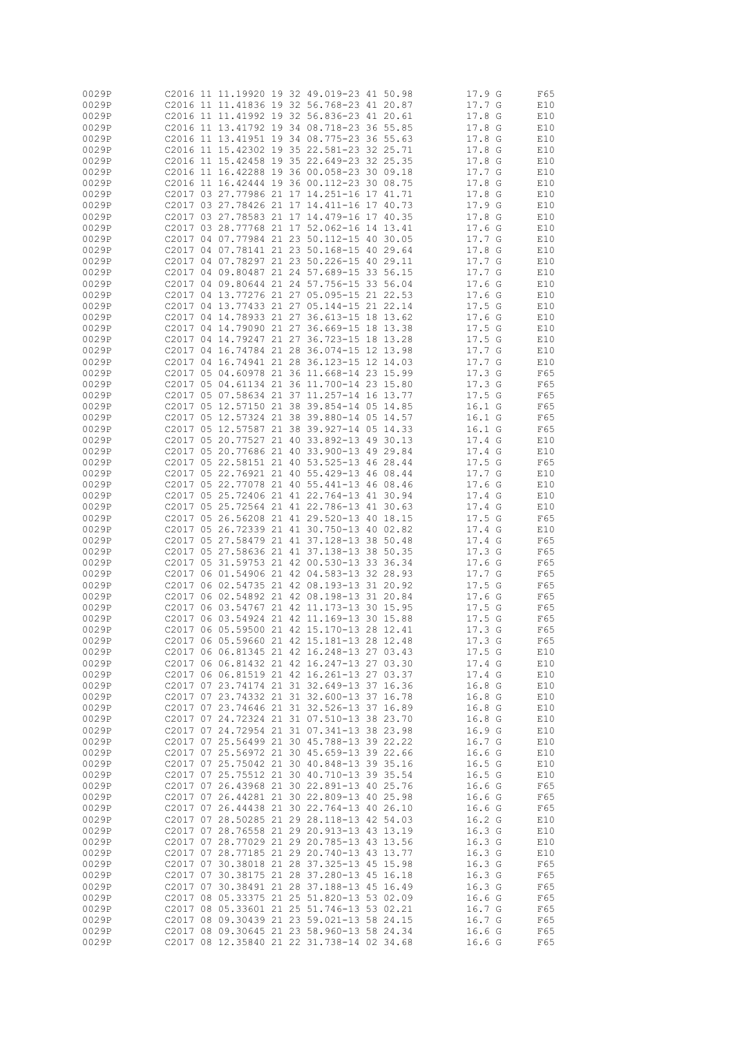```
0029P         C2016 11 11.19920 19 32 49.019-23 41 50.98          17.9 G      F65
0029P         C2016 11 11.41836 19 32 56.768-23 41 20.87          17.7 G      E10
0029P         C2016 11 11.41992 19 32 56.836-23 41 20.61          17.8 G      E10
0029P         C2016 11 13.41792 19 34 08.718-23 36 55.85          17.8 G      E10
0029P         C2016 11 13.41951 19 34 08.775-23 36 55.63          17.8 G      E10
0029P         C2016 11 15.42302 19 35 22.581-23 32 25.71          17.8 G      E10
0029P         C2016 11 15.42458 19 35 22.649-23 32 25.35          17.8 G      E10
0029P         C2016 11 16.42288 19 36 00.058-23 30 09.18          17.7 G      E10
0029P         C2016 11 16.42444 19 36 00.112-23 30 08.75          17.8 G      E10
0029P         C2017 03 27.77986 21 17 14.251-16 17 41.71          17.8 G      E10
0029P         C2017 03 27.78426 21 17 14.411-16 17 40.73          17.9 G      E10
0029P         C2017 03 27.78583 21 17 14.479-16 17 40.35          17.8 G      E10
0029P         C2017 03 28.77768 21 17 52.062-16 14 13.41          17.6 G      E10
0029P         C2017 04 07.77984 21 23 50.112-15 40 30.05          17.7 G      E10
0029P         C2017 04 07.78141 21 23 50.168-15 40 29.64          17.8 G      E10
0029P         C2017 04 07.78297 21 23 50.226-15 40 29.11          17.7 G      E10
0029P         C2017 04 09.80487 21 24 57.689-15 33 56.15          17.7 G      E10
0029P         C2017 04 09.80644 21 24 57.756-15 33 56.04          17.6 G      E10
0029P         C2017 04 13.77276 21 27 05.095-15 21 22.53          17.6 G      E10
0029P         C2017 04 13.77433 21 27 05.144-15 21 22.14          17.5 G      E10
0029P         C2017 04 14.78933 21 27 36.613-15 18 13.62          17.6 G      E10
0029P         C2017 04 14.79090 21 27 36.669-15 18 13.38          17.5 G      E10
0029P         C2017 04 14.79247 21 27 36.723-15 18 13.28          17.5 G      E10
0029P         C2017 04 16.74784 21 28 36.074-15 12 13.98          17.7 G      E10
0029P         C2017 04 16.74941 21 28 36.123-15 12 14.03          17.7 G      E10
0029P         C2017 05 04.60978 21 36 11.668-14 23 15.99          17.3 G      F65
0029P         C2017 05 04.61134 21 36 11.700-14 23 15.80          17.3 G      F65
0029P         C2017 05 07.58634 21 37 11.257-14 16 13.77          17.5 G      F65
0029P         C2017 05 12.57150 21 38 39.854-14 05 14.85          16.1 G      F65
0029P         C2017 05 12.57324 21 38 39.880-14 05 14.57          16.1 G      F65
0029P         C2017 05 12.57587 21 38 39.927-14 05 14.33          16.1 G      F65
0029P         C2017 05 20.77527 21 40 33.892-13 49 30.13          17.4 G      E10
0029P         C2017 05 20.77686 21 40 33.900-13 49 29.84          17.4 G      E10
0029P         C2017 05 22.58151 21 40 53.525-13 46 28.44          17.5 G      F65
0029P         C2017 05 22.76921 21 40 55.429-13 46 08.44          17.7 G      E10
0029P         C2017 05 22.77078 21 40 55.441-13 46 08.46          17.6 G      E10
0029P         C2017 05 25.72406 21 41 22.764-13 41 30.94          17.4 G      E10
0029P         C2017 05 25.72564 21 41 22.786-13 41 30.63          17.4 G      E10
0029P         C2017 05 26.56208 21 41 29.520-13 40 18.15          17.5 G      F65
0029P         C2017 05 26.72339 21 41 30.750-13 40 02.82          17.4 G      E10
0029P         C2017 05 27.58479 21 41 37.128-13 38 50.48          17.4 G      F65
0029P         C2017 05 27.58636 21 41 37.138-13 38 50.35          17.3 G      F65
0029P         C2017 05 31.59753 21 42 00.530-13 33 36.34          17.6 G      F65
0029P         C2017 06 01.54906 21 42 04.583-13 32 28.93          17.7 G      F65
0029P         C2017 06 02.54735 21 42 08.193-13 31 20.92          17.5 G      F65
0029P         C2017 06 02.54892 21 42 08.198-13 31 20.84          17.6 G      F65
0029P         C2017 06 03.54767 21 42 11.173-13 30 15.95          17.5 G      F65
0029P         C2017 06 03.54924 21 42 11.169-13 30 15.88          17.5 G      F65
0029P         C2017 06 05.59500 21 42 15.170-13 28 12.41          17.3 G      F65
0029P         C2017 06 05.59660 21 42 15.181-13 28 12.48          17.3 G      F65
0029P         C2017 06 06.81345 21 42 16.248-13 27 03.43          17.5 G      E10
0029P         C2017 06 06.81432 21 42 16.247-13 27 03.30          17.4 G      E10
0029P         C2017 06 06.81519 21 42 16.261-13 27 03.37          17.4 G      E10
0029P         C2017 07 23.74174 21 31 32.649-13 37 16.36          16.8 G      E10
0029P         C2017 07 23.74332 21 31 32.600-13 37 16.78          16.8 G      E10
0029P         C2017 07 23.74646 21 31 32.526-13 37 16.89          16.8 G      E10
0029P         C2017 07 24.72324 21 31 07.510-13 38 23.70          16.8 G      E10
0029P         C2017 07 24.72954 21 31 07.341-13 38 23.98          16.9 G      E10
0029P         C2017 07 25.56499 21 30 45.788-13 39 22.22          16.7 G      E10
0029P         C2017 07 25.56972 21 30 45.659-13 39 22.66          16.6 G      E10
0029P         C2017 07 25.75042 21 30 40.848-13 39 35.16          16.5 G      E10
0029P         C2017 07 25.75512 21 30 40.710-13 39 35.54          16.5 G      E10
0029P         C2017 07 26.43968 21 30 22.891-13 40 25.76          16.6 G      F65
0029P         C2017 07 26.44281 21 30 22.809-13 40 25.98          16.6 G      F65
0029P         C2017 07 26.44438 21 30 22.764-13 40 26.10          16.6 G      F65
0029P         C2017 07 28.50285 21 29 28.118-13 42 54.03          16.2 G      E10
0029P         C2017 07 28.76558 21 29 20.913-13 43 13.19          16.3 G      E10
0029P         C2017 07 28.77029 21 29 20.785-13 43 13.56          16.3 G      E10
0029P         C2017 07 28.77185 21 29 20.740-13 43 13.77          16.3 G      E10
0029P         C2017 07 30.38018 21 28 37.325-13 45 15.98          16.3 G      F65
0029P         C2017 07 30.38175 21 28 37.280-13 45 16.18          16.3 G      F65
0029P         C2017 07 30.38491 21 28 37.188-13 45 16.49          16.3 G      F65
0029P         C2017 08 05.33375 21 25 51.820-13 53 02.09          16.6 G      F65
0029P         C2017 08 05.33601 21 25 51.746-13 53 02.21          16.7 G      F65
0029P         C2017 08 09.30439 21 23 59.021-13 58 24.15          16.7 G      F65
0029P         C2017 08 09.30645 21 23 58.960-13 58 24.34          16.6 G      F65
0029P         C2017 08 12.35840 21 22 31.738-14 02 34.68          16.6 G      F65
```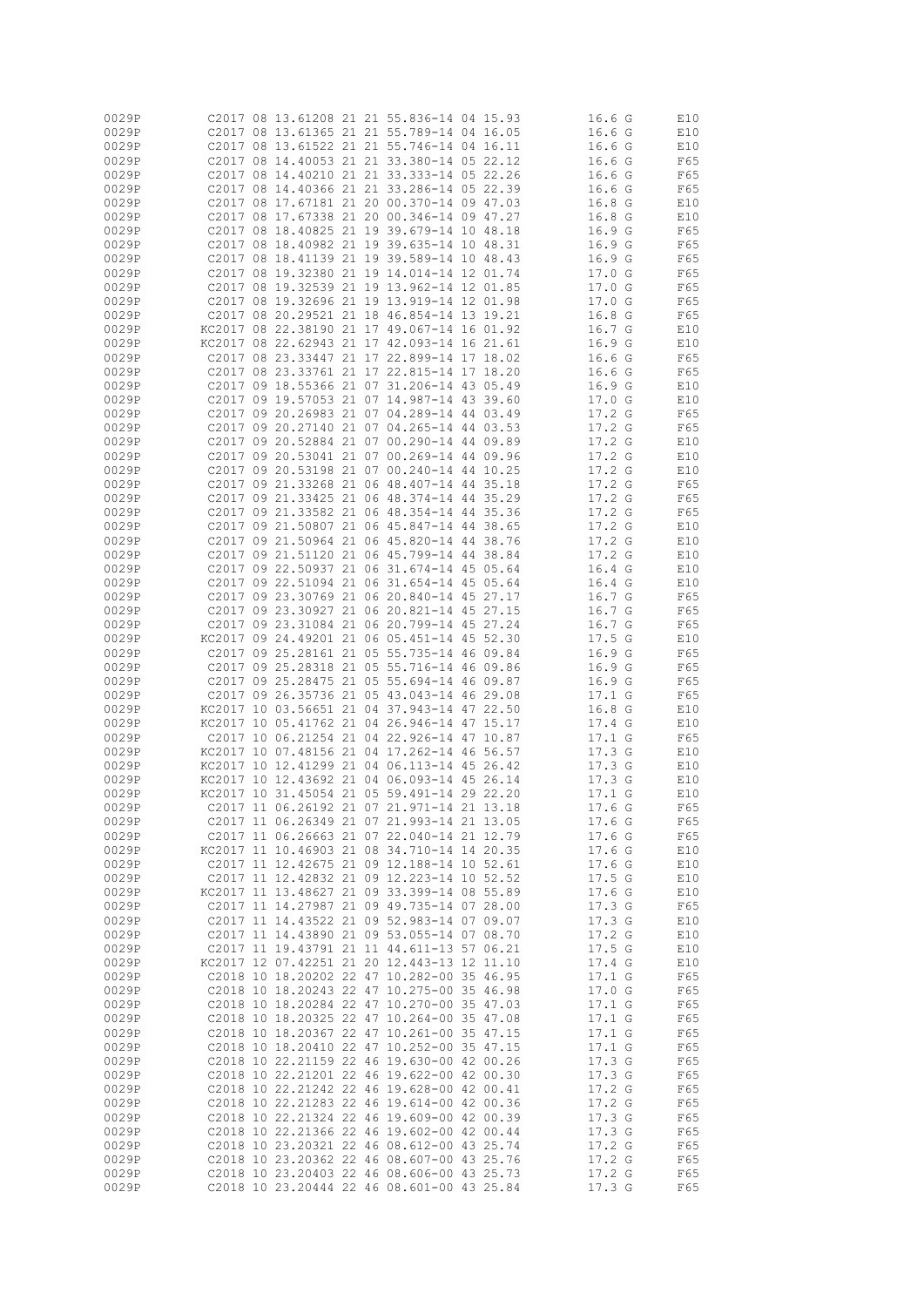```
0029P         C2017 08 13.61208 21 21 55.836-14 04 15.93          16.6 G      E10
0029P         C2017 08 13.61365 21 21 55.789-14 04 16.05          16.6 G      E10
0029P         C2017 08 13.61522 21 21 55.746-14 04 16.11          16.6 G      E10
0029P         C2017 08 14.40053 21 21 33.380-14 05 22.12          16.6 G      F65
0029P         C2017 08 14.40210 21 21 33.333-14 05 22.26          16.6 G      F65
0029P         C2017 08 14.40366 21 21 33.286-14 05 22.39          16.6 G      F65
0029P         C2017 08 17.67181 21 20 00.370-14 09 47.03          16.8 G      E10
0029P         C2017 08 17.67338 21 20 00.346-14 09 47.27          16.8 G      E10
0029P         C2017 08 18.40825 21 19 39.679-14 10 48.18          16.9 G      F65
0029P         C2017 08 18.40982 21 19 39.635-14 10 48.31          16.9 G      F65
0029P         C2017 08 18.41139 21 19 39.589-14 10 48.43          16.9 G      F65
0029P         C2017 08 19.32380 21 19 14.014-14 12 01.74          17.0 G      F65
0029P         C2017 08 19.32539 21 19 13.962-14 12 01.85          17.0 G      F65
0029P         C2017 08 19.32696 21 19 13.919-14 12 01.98          17.0 G      F65
0029P         C2017 08 20.29521 21 18 46.854-14 13 19.21          16.8 G      F65
0029P        KC2017 08 22.38190 21 17 49.067-14 16 01.92          16.7 G      E10
0029P        KC2017 08 22.62943 21 17 42.093-14 16 21.61          16.9 G      E10
0029P         C2017 08 23.33447 21 17 22.899-14 17 18.02          16.6 G      F65
0029P         C2017 08 23.33761 21 17 22.815-14 17 18.20          16.6 G      F65
0029P         C2017 09 18.55366 21 07 31.206-14 43 05.49          16.9 G      E10
0029P         C2017 09 19.57053 21 07 14.987-14 43 39.60          17.0 G      E10
0029P         C2017 09 20.26983 21 07 04.289-14 44 03.49          17.2 G      F65
0029P         C2017 09 20.27140 21 07 04.265-14 44 03.53          17.2 G      F65
0029P         C2017 09 20.52884 21 07 00.290-14 44 09.89          17.2 G      E10
0029P         C2017 09 20.53041 21 07 00.269-14 44 09.96          17.2 G      E10
0029P         C2017 09 20.53198 21 07 00.240-14 44 10.25          17.2 G      E10
0029P         C2017 09 21.33268 21 06 48.407-14 44 35.18          17.2 G      F65
0029P         C2017 09 21.33425 21 06 48.374-14 44 35.29          17.2 G      F65
0029P         C2017 09 21.33582 21 06 48.354-14 44 35.36          17.2 G      F65
0029P         C2017 09 21.50807 21 06 45.847-14 44 38.65          17.2 G      E10
0029P         C2017 09 21.50964 21 06 45.820-14 44 38.76          17.2 G      E10
0029P         C2017 09 21.51120 21 06 45.799-14 44 38.84          17.2 G      E10
0029P         C2017 09 22.50937 21 06 31.674-14 45 05.64          16.4 G      E10
0029P         C2017 09 22.51094 21 06 31.654-14 45 05.64          16.4 G      E10
0029P         C2017 09 23.30769 21 06 20.840-14 45 27.17          16.7 G      F65
0029P         C2017 09 23.30927 21 06 20.821-14 45 27.15          16.7 G      F65
0029P         C2017 09 23.31084 21 06 20.799-14 45 27.24          16.7 G      F65
0029P        KC2017 09 24.49201 21 06 05.451-14 45 52.30          17.5 G      E10
0029P         C2017 09 25.28161 21 05 55.735-14 46 09.84          16.9 G      F65
0029P         C2017 09 25.28318 21 05 55.716-14 46 09.86          16.9 G      F65
0029P         C2017 09 25.28475 21 05 55.694-14 46 09.87          16.9 G      F65
0029P         C2017 09 26.35736 21 05 43.043-14 46 29.08          17.1 G      F65
0029P        KC2017 10 03.56651 21 04 37.943-14 47 22.50          16.8 G      E10
0029P        KC2017 10 05.41762 21 04 26.946-14 47 15.17          17.4 G      E10
0029P         C2017 10 06.21254 21 04 22.926-14 47 10.87          17.1 G      F65
0029P        KC2017 10 07.48156 21 04 17.262-14 46 56.57          17.3 G      E10
0029P        KC2017 10 12.41299 21 04 06.113-14 45 26.42          17.3 G      E10
0029P        KC2017 10 12.43692 21 04 06.093-14 45 26.14          17.3 G      E10
0029P        KC2017 10 31.45054 21 05 59.491-14 29 22.20          17.1 G      E10
0029P         C2017 11 06.26192 21 07 21.971-14 21 13.18          17.6 G      F65
0029P         C2017 11 06.26349 21 07 21.993-14 21 13.05          17.6 G      F65
0029P         C2017 11 06.26663 21 07 22.040-14 21 12.79          17.6 G      F65
0029P        KC2017 11 10.46903 21 08 34.710-14 14 20.35          17.6 G      E10
0029P         C2017 11 12.42675 21 09 12.188-14 10 52.61          17.6 G      E10
0029P         C2017 11 12.42832 21 09 12.223-14 10 52.52          17.5 G      E10
0029P        KC2017 11 13.48627 21 09 33.399-14 08 55.89          17.6 G      E10
0029P         C2017 11 14.27987 21 09 49.735-14 07 28.00          17.3 G      F65
0029P         C2017 11 14.43522 21 09 52.983-14 07 09.07          17.3 G      E10
0029P         C2017 11 14.43890 21 09 53.055-14 07 08.70          17.2 G      E10
0029P         C2017 11 19.43791 21 11 44.611-13 57 06.21          17.5 G      E10
0029P        KC2017 12 07.42251 21 20 12.443-13 12 11.10          17.4 G      E10
0029P         C2018 10 18.20202 22 47 10.282-00 35 46.95          17.1 G      F65
0029P         C2018 10 18.20243 22 47 10.275-00 35 46.98          17.0 G      F65
0029P         C2018 10 18.20284 22 47 10.270-00 35 47.03          17.1 G      F65
0029P         C2018 10 18.20325 22 47 10.264-00 35 47.08          17.1 G      F65
0029P         C2018 10 18.20367 22 47 10.261-00 35 47.15          17.1 G      F65
0029P         C2018 10 18.20410 22 47 10.252-00 35 47.15          17.1 G      F65
0029P         C2018 10 22.21159 22 46 19.630-00 42 00.26          17.3 G      F65
0029P         C2018 10 22.21201 22 46 19.622-00 42 00.30          17.3 G      F65
0029P         C2018 10 22.21242 22 46 19.628-00 42 00.41          17.2 G      F65
0029P         C2018 10 22.21283 22 46 19.614-00 42 00.36          17.2 G      F65
0029P         C2018 10 22.21324 22 46 19.609-00 42 00.39          17.3 G      F65
0029P         C2018 10 22.21366 22 46 19.602-00 42 00.44          17.3 G      F65
0029P         C2018 10 23.20321 22 46 08.612-00 43 25.74          17.2 G      F65
0029P         C2018 10 23.20362 22 46 08.607-00 43 25.76          17.2 G      F65
0029P         C2018 10 23.20403 22 46 08.606-00 43 25.73          17.2 G      F65
0029P         C2018 10 23.20444 22 46 08.601-00 43 25.84          17.3 G      F65
```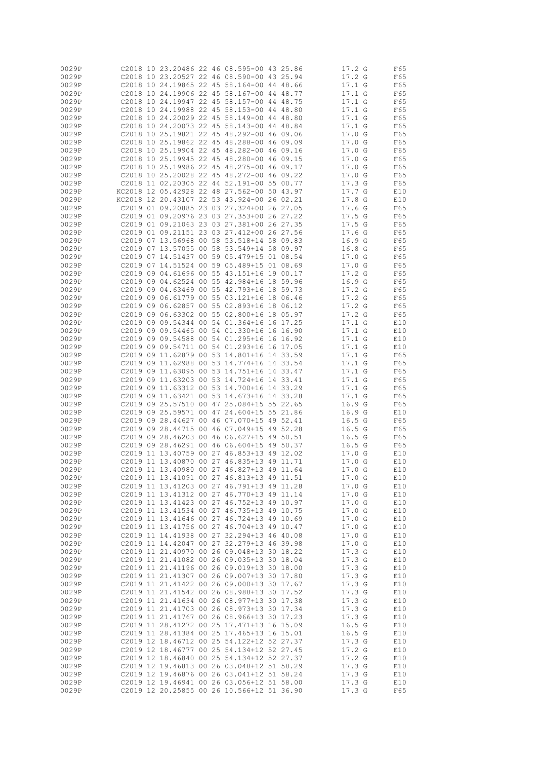```
0029P         C2018 10 23.20486 22 46 08.595-00 43 25.86          17.2 G      F65
0029P         C2018 10 23.20527 22 46 08.590-00 43 25.94          17.2 G      F65
0029P         C2018 10 24.19865 22 45 58.164-00 44 48.66          17.1 G      F65
0029P         C2018 10 24.19906 22 45 58.167-00 44 48.77          17.1 G      F65
0029P         C2018 10 24.19947 22 45 58.157-00 44 48.75          17.1 G      F65
0029P         C2018 10 24.19988 22 45 58.153-00 44 48.80          17.1 G      F65
0029P         C2018 10 24.20029 22 45 58.149-00 44 48.80          17.1 G      F65
0029P         C2018 10 24.20073 22 45 58.143-00 44 48.84          17.1 G      F65
0029P         C2018 10 25.19821 22 45 48.292-00 46 09.06          17.0 G      F65
0029P         C2018 10 25.19862 22 45 48.288-00 46 09.09          17.0 G      F65
0029P         C2018 10 25.19904 22 45 48.282-00 46 09.16          17.0 G      F65
0029P         C2018 10 25.19945 22 45 48.280-00 46 09.15          17.0 G      F65
0029P         C2018 10 25.19986 22 45 48.275-00 46 09.17          17.0 G      F65
0029P         C2018 10 25.20028 22 45 48.272-00 46 09.22          17.0 G      F65
0029P         C2018 11 02.20305 22 44 52.191-00 55 00.77          17.3 G      F65
0029P        KC2018 12 05.42928 22 48 27.562-00 50 43.97          17.7 G      E10
0029P        KC2018 12 20.43107 22 53 43.924-00 26 02.21          17.8 G      E10
0029P         C2019 01 09.20885 23 03 27.324+00 26 27.05          17.6 G      F65
0029P         C2019 01 09.20976 23 03 27.353+00 26 27.22          17.5 G      F65
0029P         C2019 01 09.21063 23 03 27.381+00 26 27.35          17.5 G      F65
0029P         C2019 01 09.21151 23 03 27.412+00 26 27.56          17.6 G      F65
0029P         C2019 07 13.56968 00 58 53.518+14 58 09.83          16.9 G      F65
0029P         C2019 07 13.57055 00 58 53.549+14 58 09.97          16.8 G      F65
0029P         C2019 07 14.51437 00 59 05.479+15 01 08.54          17.0 G      F65
0029P         C2019 07 14.51524 00 59 05.489+15 01 08.69          17.0 G      F65
0029P         C2019 09 04.61696 00 55 43.151+16 19 00.17          17.2 G      F65
0029P         C2019 09 04.62524 00 55 42.984+16 18 59.96          16.9 G      F65
0029P         C2019 09 04.63469 00 55 42.793+16 18 59.73          17.2 G      F65
0029P         C2019 09 06.61779 00 55 03.121+16 18 06.46          17.2 G      F65
0029P         C2019 09 06.62857 00 55 02.893+16 18 06.12          17.2 G      F65
0029P         C2019 09 06.63302 00 55 02.800+16 18 05.97          17.2 G      F65
0029P         C2019 09 09.54344 00 54 01.364+16 16 17.25          17.1 G      E10
0029P         C2019 09 09.54465 00 54 01.330+16 16 16.90          17.1 G      E10
0029P         C2019 09 09.54588 00 54 01.295+16 16 16.92          17.1 G      E10
0029P         C2019 09 09.54711 00 54 01.293+16 16 17.05          17.1 G      E10
0029P         C2019 09 11.62879 00 53 14.801+16 14 33.59          17.1 G      F65
0029P         C2019 09 11.62988 00 53 14.774+16 14 33.54          17.1 G      F65
0029P         C2019 09 11.63095 00 53 14.751+16 14 33.47          17.1 G      F65
0029P         C2019 09 11.63203 00 53 14.724+16 14 33.41          17.1 G      F65
0029P         C2019 09 11.63312 00 53 14.700+16 14 33.29          17.1 G      F65
0029P         C2019 09 11.63421 00 53 14.673+16 14 33.28          17.1 G      F65
0029P         C2019 09 25.57510 00 47 25.084+15 55 22.65          16.9 G      F65
0029P         C2019 09 25.59571 00 47 24.604+15 55 21.86          16.9 G      E10
0029P         C2019 09 28.44627 00 46 07.070+15 49 52.41          16.5 G      F65
0029P         C2019 09 28.44715 00 46 07.049+15 49 52.28          16.5 G      F65
0029P         C2019 09 28.46203 00 46 06.627+15 49 50.51          16.5 G      F65
0029P         C2019 09 28.46291 00 46 06.604+15 49 50.37          16.5 G      F65
0029P         C2019 11 13.40759 00 27 46.853+13 49 12.02          17.0 G      E10
0029P         C2019 11 13.40870 00 27 46.835+13 49 11.71          17.0 G      E10
0029P         C2019 11 13.40980 00 27 46.827+13 49 11.64          17.0 G      E10
0029P         C2019 11 13.41091 00 27 46.813+13 49 11.51          17.0 G      E10
0029P         C2019 11 13.41203 00 27 46.791+13 49 11.28          17.0 G      E10
0029P         C2019 11 13.41312 00 27 46.770+13 49 11.14          17.0 G      E10
0029P         C2019 11 13.41423 00 27 46.752+13 49 10.97          17.0 G      E10
0029P         C2019 11 13.41534 00 27 46.735+13 49 10.75          17.0 G      E10
0029P         C2019 11 13.41646 00 27 46.724+13 49 10.69          17.0 G      E10
0029P         C2019 11 13.41756 00 27 46.704+13 49 10.47          17.0 G      E10
0029P         C2019 11 14.41938 00 27 32.294+13 46 40.08          17.0 G      E10
0029P         C2019 11 14.42047 00 27 32.279+13 46 39.98          17.0 G      E10
0029P         C2019 11 21.40970 00 26 09.048+13 30 18.22          17.3 G      E10
0029P         C2019 11 21.41082 00 26 09.035+13 30 18.04          17.3 G      E10
0029P         C2019 11 21.41196 00 26 09.019+13 30 18.00          17.3 G      E10
0029P         C2019 11 21.41307 00 26 09.007+13 30 17.80          17.3 G      E10
0029P         C2019 11 21.41422 00 26 09.000+13 30 17.67          17.3 G      E10
0029P         C2019 11 21.41542 00 26 08.988+13 30 17.52          17.3 G      E10
0029P         C2019 11 21.41634 00 26 08.977+13 30 17.38          17.3 G      E10
0029P         C2019 11 21.41703 00 26 08.973+13 30 17.34          17.3 G      E10
0029P         C2019 11 21.41767 00 26 08.966+13 30 17.23          17.3 G      E10
0029P         C2019 11 28.41272 00 25 17.471+13 16 15.09          16.5 G      E10
0029P         C2019 11 28.41384 00 25 17.465+13 16 15.01          16.5 G      E10
0029P         C2019 12 18.46712 00 25 54.122+12 52 27.37          17.3 G      E10
0029P         C2019 12 18.46777 00 25 54.134+12 52 27.45          17.2 G      E10
0029P         C2019 12 18.46840 00 25 54.134+12 52 27.37          17.2 G      E10
0029P         C2019 12 19.46813 00 26 03.048+12 51 58.29          17.3 G      E10
0029P         C2019 12 19.46876 00 26 03.041+12 51 58.24          17.3 G      E10
0029P         C2019 12 19.46941 00 26 03.056+12 51 58.00          17.3 G      E10
0029P         C2019 12 20.25855 00 26 10.566+12 51 36.90          17.3 G      F65
```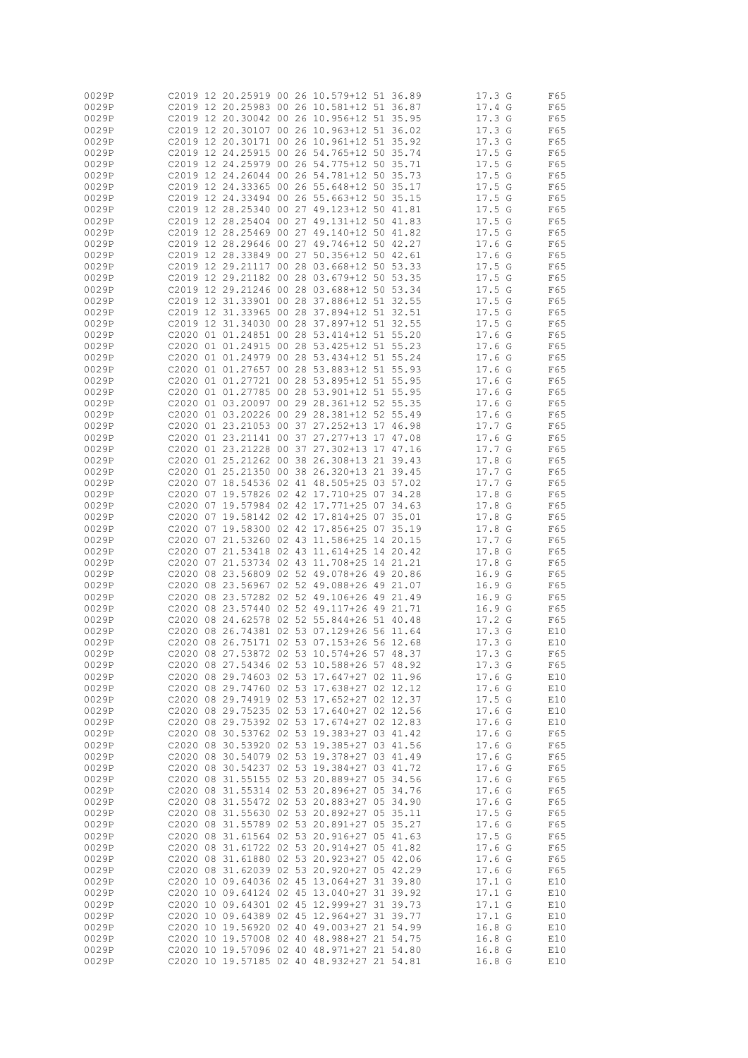```
0029P         C2019 12 20.25919 00 26 10.579+12 51 36.89          17.3 G      F65
0029P         C2019 12 20.25983 00 26 10.581+12 51 36.87          17.4 G      F65
0029P         C2019 12 20.30042 00 26 10.956+12 51 35.95          17.3 G      F65
0029P         C2019 12 20.30107 00 26 10.963+12 51 36.02          17.3 G      F65
0029P         C2019 12 20.30171 00 26 10.961+12 51 35.92          17.3 G      F65
0029P         C2019 12 24.25915 00 26 54.765+12 50 35.74          17.5 G      F65
0029P         C2019 12 24.25979 00 26 54.775+12 50 35.71          17.5 G      F65
0029P         C2019 12 24.26044 00 26 54.781+12 50 35.73          17.5 G      F65
0029P         C2019 12 24.33365 00 26 55.648+12 50 35.17          17.5 G      F65
0029P         C2019 12 24.33494 00 26 55.663+12 50 35.15          17.5 G      F65
0029P         C2019 12 28.25340 00 27 49.123+12 50 41.81          17.5 G      F65
0029P         C2019 12 28.25404 00 27 49.131+12 50 41.83          17.5 G      F65
0029P         C2019 12 28.25469 00 27 49.140+12 50 41.82          17.5 G      F65
0029P         C2019 12 28.29646 00 27 49.746+12 50 42.27          17.6 G      F65
0029P         C2019 12 28.33849 00 27 50.356+12 50 42.61          17.6 G      F65
0029P         C2019 12 29.21117 00 28 03.668+12 50 53.33          17.5 G      F65
0029P         C2019 12 29.21182 00 28 03.679+12 50 53.35          17.5 G      F65
0029P         C2019 12 29.21246 00 28 03.688+12 50 53.34          17.5 G      F65
0029P         C2019 12 31.33901 00 28 37.886+12 51 32.55          17.5 G      F65
0029P         C2019 12 31.33965 00 28 37.894+12 51 32.51          17.5 G      F65
0029P         C2019 12 31.34030 00 28 37.897+12 51 32.55          17.5 G      F65
0029P         C2020 01 01.24851 00 28 53.414+12 51 55.20          17.6 G      F65
0029P         C2020 01 01.24915 00 28 53.425+12 51 55.23          17.6 G      F65
0029P         C2020 01 01.24979 00 28 53.434+12 51 55.24          17.6 G      F65
0029P         C2020 01 01.27657 00 28 53.883+12 51 55.93          17.6 G      F65
0029P         C2020 01 01.27721 00 28 53.895+12 51 55.95          17.6 G      F65
0029P         C2020 01 01.27785 00 28 53.901+12 51 55.95          17.6 G      F65
0029P         C2020 01 03.20097 00 29 28.361+12 52 55.35          17.6 G      F65
0029P         C2020 01 03.20226 00 29 28.381+12 52 55.49          17.6 G      F65
0029P         C2020 01 23.21053 00 37 27.252+13 17 46.98          17.7 G      F65
0029P         C2020 01 23.21141 00 37 27.277+13 17 47.08          17.6 G      F65
0029P         C2020 01 23.21228 00 37 27.302+13 17 47.16          17.7 G      F65
0029P         C2020 01 25.21262 00 38 26.308+13 21 39.43          17.8 G      F65
0029P         C2020 01 25.21350 00 38 26.320+13 21 39.45          17.7 G      F65
0029P         C2020 07 18.54536 02 41 48.505+25 03 57.02          17.7 G      F65
0029P         C2020 07 19.57826 02 42 17.710+25 07 34.28          17.8 G      F65
0029P         C2020 07 19.57984 02 42 17.771+25 07 34.63          17.8 G      F65
0029P         C2020 07 19.58142 02 42 17.814+25 07 35.01          17.8 G      F65
0029P         C2020 07 19.58300 02 42 17.856+25 07 35.19          17.8 G      F65
0029P         C2020 07 21.53260 02 43 11.586+25 14 20.15          17.7 G      F65
0029P         C2020 07 21.53418 02 43 11.614+25 14 20.42          17.8 G      F65
0029P         C2020 07 21.53734 02 43 11.708+25 14 21.21          17.8 G      F65
0029P         C2020 08 23.56809 02 52 49.078+26 49 20.86          16.9 G      F65
0029P         C2020 08 23.56967 02 52 49.088+26 49 21.07          16.9 G      F65
0029P         C2020 08 23.57282 02 52 49.106+26 49 21.49          16.9 G      F65
0029P         C2020 08 23.57440 02 52 49.117+26 49 21.71          16.9 G      F65
0029P         C2020 08 24.62578 02 52 55.844+26 51 40.48          17.2 G      F65
0029P         C2020 08 26.74381 02 53 07.129+26 56 11.64          17.3 G      E10
0029P         C2020 08 26.75171 02 53 07.153+26 56 12.68          17.3 G      E10
0029P         C2020 08 27.53872 02 53 10.574+26 57 48.37          17.3 G      F65
0029P         C2020 08 27.54346 02 53 10.588+26 57 48.92          17.3 G      F65
0029P         C2020 08 29.74603 02 53 17.647+27 02 11.96          17.6 G      E10
0029P         C2020 08 29.74760 02 53 17.638+27 02 12.12          17.6 G      E10
0029P         C2020 08 29.74919 02 53 17.652+27 02 12.37          17.5 G      E10
0029P         C2020 08 29.75235 02 53 17.640+27 02 12.56          17.6 G      E10
0029P         C2020 08 29.75392 02 53 17.674+27 02 12.83          17.6 G      E10
0029P         C2020 08 30.53762 02 53 19.383+27 03 41.42          17.6 G      F65
0029P         C2020 08 30.53920 02 53 19.385+27 03 41.56          17.6 G      F65
0029P         C2020 08 30.54079 02 53 19.378+27 03 41.49          17.6 G      F65
0029P         C2020 08 30.54237 02 53 19.384+27 03 41.72          17.6 G      F65
0029P         C2020 08 31.55155 02 53 20.889+27 05 34.56          17.6 G      F65
0029P         C2020 08 31.55314 02 53 20.896+27 05 34.76          17.6 G      F65
0029P         C2020 08 31.55472 02 53 20.883+27 05 34.90          17.6 G      F65
0029P         C2020 08 31.55630 02 53 20.892+27 05 35.11          17.5 G      F65
0029P         C2020 08 31.55789 02 53 20.891+27 05 35.27          17.6 G      F65
0029P         C2020 08 31.61564 02 53 20.916+27 05 41.63          17.5 G      F65
0029P         C2020 08 31.61722 02 53 20.914+27 05 41.82          17.6 G      F65
0029P         C2020 08 31.61880 02 53 20.923+27 05 42.06          17.6 G      F65
0029P         C2020 08 31.62039 02 53 20.920+27 05 42.29          17.6 G      F65
0029P         C2020 10 09.64036 02 45 13.064+27 31 39.80          17.1 G      E10
0029P         C2020 10 09.64124 02 45 13.040+27 31 39.92          17.1 G      E10
0029P         C2020 10 09.64301 02 45 12.999+27 31 39.73          17.1 G      E10
0029P         C2020 10 09.64389 02 45 12.964+27 31 39.77          17.1 G      E10
0029P         C2020 10 19.56920 02 40 49.003+27 21 54.99          16.8 G      E10
0029P         C2020 10 19.57008 02 40 48.988+27 21 54.75          16.8 G      E10
0029P         C2020 10 19.57096 02 40 48.971+27 21 54.80          16.8 G      E10
0029P         C2020 10 19.57185 02 40 48.932+27 21 54.81          16.8 G      E10
```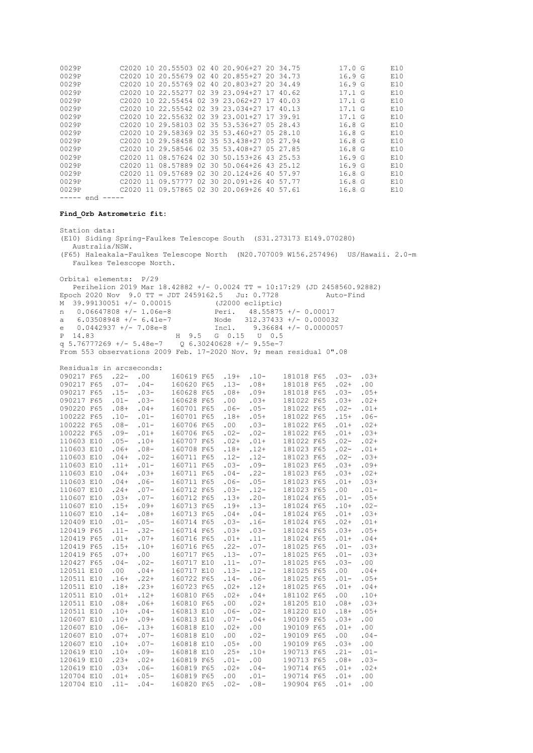```
0029P         C2020 10 20.55503 02 40 20.906+27 20 34.75         17.0 G      E10
0029P         C2020 10 20.55679 02 40 20.855+27 20 34.73         16.9 G      E10
0029P         C2020 10 20.55769 02 40 20.803+27 20 34.49         16.9 G      E10
0029P         C2020 10 22.55277 02 39 23.094+27 17 40.62         17.1 G      E10
0029P         C2020 10 22.55454 02 39 23.062+27 17 40.03         17.1 G      E10
0029P         C2020 10 22.55542 02 39 23.034+27 17 40.13         17.1 G      E10
0029P         C2020 10 22.55632 02 39 23.001+27 17 39.91         17.1 G      E10
0029P         C2020 10 29.58103 02 35 53.536+27 05 28.43         16.8 G      E10
0029P         C2020 10 29.58369 02 35 53.460+27 05 28.10         16.8 G      E10
0029P         C2020 10 29.58458 02 35 53.438+27 05 27.94         16.8 G      E10
0029P         C2020 10 29.58546 02 35 53.408+27 05 27.85         16.8 G      E10
0029P         C2020 11 08.57624 02 30 50.153+26 43 25.53         16.9 G      E10
0029P         C2020 11 08.57889 02 30 50.064+26 43 25.12         16.9 G      E10
0029P         C2020 11 09.57689 02 30 20.124+26 40 57.97         16.8 G      E10
0029P         C2020 11 09.57777 02 30 20.091+26 40 57.77         16.8 G      E10
0029P         C2020 11 09.57865 02 30 20.069+26 40 57.61         16.8 G      E10
----- end -----
```

**Find_Orb Astrometric fit:**

```
Station data:
(E10) Siding Spring-Faulkes Telescope South  (S31.273173 E149.070280)
   Australia/NSW.
(F65) Haleakala-Faulkes Telescope North  (N20.707009 W156.257496)  US/Hawaii. 2.0-m
   Faulkes Telescope North.

Orbital elements:  P/29
   Perihelion 2019 Mar 18.42882 +/- 0.0024 TT = 10:17:29 (JD 2458560.92882)
Epoch 2020 Nov  9.0 TT = JDT 2459162.5   Ju: 0.7728           Auto-Find
M  39.99130051 +/- 0.00015           (J2000 ecliptic)
n   0.06647808 +/- 1.06e-8          Peri.   48.55875 +/- 0.00017
a   6.03508948 +/- 6.41e-7          Node   312.37433 +/- 0.000032
e   0.0442937 +/- 7.08e-8           Incl.    9.36684 +/- 0.0000057
P  14.83                   H  9.5   G  0.15   U  0.5
q 5.76777269 +/- 5.48e-7    Q 6.30240628 +/- 9.55e-7
From 553 observations 2009 Feb. 17-2020 Nov. 9; mean residual 0".08

Residuals in arcseconds:
090217 F65  .22-  .00     160619 F65  .19+  .10-     181018 F65  .03-  .03+
090217 F65  .07-  .04-    160620 F65  .13-  .08+     181018 F65  .02+  .00
090217 F65  .15-  .03-    160628 F65  .08+  .09+     181018 F65  .03-  .05+
090217 F65  .01-  .03-    160628 F65  .00   .03+     181022 F65  .03+  .02+
090220 F65  .08+  .04+    160701 F65  .06-  .05-     181022 F65  .02-  .01+
100222 F65  .10-  .01-    160701 F65  .18+  .05+     181022 F65  .15+  .06-
100222 F65  .08-  .01-    160706 F65  .00   .03-     181022 F65  .01+  .02+
100222 F65  .09-  .01+    160706 F65  .02-  .02-     181022 F65  .01+  .03+
110603 E10  .05-  .10+    160707 F65  .02+  .01+     181022 F65  .02-  .02+
110603 E10  .06+  .08-    160708 F65  .18+  .12+     181023 F65  .02-  .01+
110603 E10  .04+  .02-    160711 F65  .12-  .12-     181023 F65  .02-  .03+
110603 E10  .11+  .01-    160711 F65  .03-  .09-     181023 F65  .03+  .09+
110603 E10  .04+  .03+    160711 F65  .04-  .22-     181023 F65  .03+  .02+
110603 E10  .04+  .06-    160711 F65  .06-  .05-     181023 F65  .01+  .03+
110607 E10  .24+  .07-    160712 F65  .03-  .12-     181023 F65  .00   .01-
110607 E10  .03+  .07-    160712 F65  .13+  .20-     181024 F65  .01-  .05+
110607 E10  .15+  .09+    160713 F65  .19+  .13-     181024 F65  .10+  .02-
110607 E10  .14-  .08+    160713 F65  .04+  .04-     181024 F65  .01+  .03+
120409 E10  .01-  .05-    160714 F65  .03-  .16-     181024 F65  .02+  .01+
120419 F65  .11-  .32-    160714 F65  .03+  .03-     181024 F65  .03+  .05+
120419 F65  .01+  .07+    160716 F65  .01+  .11-     181024 F65  .01+  .04+
120419 F65  .15+  .10+    160716 F65  .22-  .07-     181025 F65  .01-  .03+
120419 F65  .07+  .00     160717 F65  .13-  .07-     181025 F65  .01-  .03+
120427 F65  .04-  .02-    160717 E10  .11-  .07-     181025 F65  .03-  .00
120511 E10  .00   .04+    160717 E10  .13-  .12-     181025 F65  .00   .04+
120511 E10  .16+  .22+    160722 F65  .14-  .06-     181025 F65  .01-  .05+
120511 E10  .18+  .23+    160723 F65  .02+  .12+     181025 F65  .01+  .04+
120511 E10  .01+  .12+    160810 F65  .02+  .04+     181102 F65  .00   .10+
120511 E10  .08+  .06+    160810 F65  .00   .02+     181205 E10  .08+  .03+
120511 E10  .10+  .04-    160813 E10  .06-  .02-     181220 E10  .18+  .05+
120607 E10  .10+  .09+    160813 E10  .07-  .04+     190109 F65  .03+  .00
120607 E10  .06-  .13+    160818 E10  .02+  .00      190109 F65  .01+  .00
120607 E10  .07+  .07-    160818 E10  .00   .02-     190109 F65  .00   .04-
120607 E10  .10+  .07-    160818 E10  .05+  .00      190109 F65  .03+  .00
120619 E10  .10+  .09-    160818 E10  .25+  .10+     190713 F65  .21-  .01-
120619 E10  .23+  .02+    160819 F65  .01-  .00      190713 F65  .08+  .03-
120619 E10  .03+  .06-    160819 F65  .02+  .04-     190714 F65  .01+  .02+
120704 E10  .01+  .05-    160819 F65  .00   .01-     190714 F65  .01+  .00
120704 E10  .11-  .04-    160820 F65  .02-  .08-     190904 F65  .01+  .00
```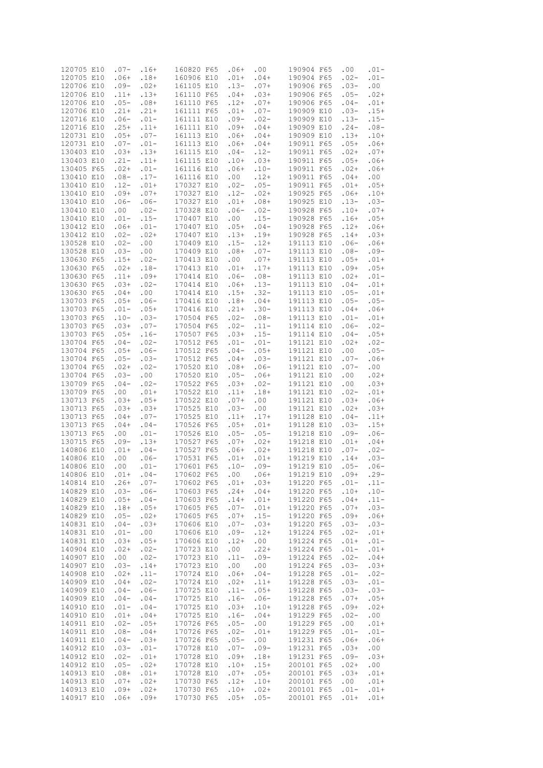```
120705 E10  .07-  .16+    160820 F65  .06+  .00     190904 F65  .00   .01-
120705 E10  .06+  .18+    160906 E10  .01+  .04+    190904 F65  .02-  .01-
120706 E10  .09-  .02+    161105 E10  .13-  .07+    190906 F65  .03-  .00
120706 E10  .11+  .13+    161110 F65  .04+  .03+    190906 F65  .05-  .02+
120706 E10  .05-  .08+    161110 F65  .12+  .07+    190906 F65  .04-  .01+
120706 E10  .21+  .21+    161111 F65  .01+  .07-    190909 E10  .03-  .15+
120716 E10  .06-  .01-    161111 E10  .09-  .02-    190909 E10  .13-  .15-
120716 E10  .25+  .11+    161111 E10  .09+  .04+    190909 E10  .24-  .08-
120731 E10  .05+  .07-    161113 E10  .06+  .04+    190909 E10  .13+  .10+
120731 E10  .07-  .01-    161113 E10  .06+  .04+    190911 F65  .05+  .06+
130403 E10  .03+  .13+    161115 E10  .04-  .12-    190911 F65  .02+  .07+
130403 E10  .21-  .11+    161115 E10  .10+  .03+    190911 F65  .05+  .06+
130405 F65  .02+  .01-    161116 E10  .06+  .10-    190911 F65  .02+  .06+
130410 E10  .08-  .17-    161116 E10  .00   .12+    190911 F65  .04+  .00
130410 E10  .12-  .01+    170327 E10  .02-  .05-    190911 F65  .01+  .05+
130410 E10  .09+  .07+    170327 E10  .12-  .02+    190925 F65  .06+  .10+
130410 E10  .06-  .06-    170327 E10  .01+  .08+    190925 E10  .13-  .03-
130410 E10  .00   .02-    170328 E10  .06-  .02-    190928 F65  .10+  .07+
130410 E10  .01-  .15-    170407 E10  .00   .15-    190928 F65  .16+  .05+
130412 E10  .06+  .01-    170407 E10  .05+  .04-    190928 F65  .12+  .06+
130412 E10  .02-  .02+    170407 E10  .13+  .19+    190928 F65  .14+  .03+
130528 E10  .02-  .00     170409 E10  .15-  .12+    191113 E10  .06-  .06+
130528 E10  .03-  .00     170409 E10  .08+  .07-    191113 E10  .08-  .09-
130630 F65  .15+  .02-    170413 E10  .00   .07+    191113 E10  .05+  .01+
130630 F65  .02+  .18-    170413 E10  .01+  .17+    191113 E10  .09+  .05+
130630 F65  .11+  .09+    170414 E10  .06-  .08-    191113 E10  .02+  .01-
130630 F65  .03+  .02-    170414 E10  .06+  .13-    191113 E10  .04-  .01+
130630 F65  .04+  .00     170414 E10  .15+  .32-    191113 E10  .05-  .01+
130703 F65  .05+  .06-    170416 E10  .18+  .04+    191113 E10  .05-  .05-
130703 F65  .01-  .05+    170416 E10  .21+  .30-    191113 E10  .04+  .06+
130703 F65  .10-  .03-    170504 F65  .02-  .08-    191113 E10  .01-  .01+
130703 F65  .03+  .07-    170504 F65  .02-  .11-    191114 E10  .06-  .02-
130703 F65  .05+  .16-    170507 F65  .03+  .15-    191114 E10  .04-  .05+
130704 F65  .04-  .02-    170512 F65  .01-  .01-    191121 E10  .02+  .02-
130704 F65  .05+  .06-    170512 F65  .04-  .05+    191121 E10  .00   .05-
130704 F65  .05-  .03-    170512 F65  .04+  .03-    191121 E10  .07-  .06+
130704 F65  .02+  .02-    170520 E10  .08+  .06-    191121 E10  .07-  .00
130704 F65  .03-  .00     170520 E10  .05-  .06+    191121 E10  .00   .02+
130709 F65  .04-  .02-    170522 F65  .03+  .02-    191121 E10  .00   .03+
130709 F65  .00   .01+    170522 E10  .11+  .18+    191121 E10  .02-  .01+
130713 F65  .03+  .05+    170522 E10  .07+  .00     191121 E10  .03+  .06+
130713 F65  .03+  .03+    170525 E10  .03-  .00     191121 E10  .02+  .03+
130713 F65  .04+  .07-    170525 E10  .11+  .17+    191128 E10  .04-  .11+
130713 F65  .04+  .04-    170526 F65  .05+  .01+    191128 E10  .03-  .15+
130713 F65  .00   .01-    170526 E10  .05-  .05-    191218 E10  .09-  .06-
130715 F65  .09-  .13+    170527 F65  .07+  .02+    191218 E10  .01+  .04+
140806 E10  .01+  .04-    170527 F65  .06+  .02+    191218 E10  .07-  .02-
140806 E10  .00   .06-    170531 F65  .01+  .01+    191219 E10  .14+  .03-
140806 E10  .00   .01-    170601 F65  .10-  .09-    191219 E10  .05-  .06-
140806 E10  .01+  .04-    170602 F65  .00   .06+    191219 E10  .09+  .29-
140814 E10  .26+  .07-    170602 F65  .01+  .03+    191220 F65  .01-  .11-
140829 E10  .03-  .06-    170603 F65  .24+  .04+    191220 F65  .10+  .10-
140829 E10  .05+  .04-    170603 F65  .14+  .01+    191220 F65  .04+  .11-
140829 E10  .18+  .05+    170605 F65  .07-  .01+    191220 F65  .07+  .03-
140829 E10  .05-  .02+    170605 F65  .07+  .15-    191220 F65  .09+  .06+
140831 E10  .04-  .03+    170606 E10  .07-  .03+    191220 F65  .03-  .03-
140831 E10  .01-  .00     170606 E10  .09-  .12+    191224 F65  .02-  .01+
140831 E10  .03+  .05+    170606 E10  .12+  .00     191224 F65  .01+  .01-
140904 E10  .02+  .02-    170723 E10  .00   .22+    191224 F65  .01-  .01+
140907 E10  .00   .02-    170723 E10  .11-  .09-    191224 F65  .02-  .04+
140907 E10  .03-  .14+    170723 E10  .00   .00     191224 F65  .03-  .03+
140908 E10  .02+  .11-    170724 E10  .06+  .04-    191228 F65  .01-  .02-
140909 E10  .04+  .02-    170724 E10  .02+  .11+    191228 F65  .03-  .01-
140909 E10  .04-  .06-    170725 E10  .11-  .05+    191228 F65  .03-  .03-
140909 E10  .04-  .04-    170725 E10  .16-  .06-    191228 F65  .07+  .05+
140910 E10  .01-  .04-    170725 E10  .03+  .10+    191228 F65  .09+  .02+
140910 E10  .01+  .04+    170725 E10  .16-  .04+    191229 F65  .02-  .00
140911 E10  .02-  .05+    170726 F65  .05-  .00     191229 F65  .00   .01+
140911 E10  .08-  .04+    170726 F65  .02-  .01+    191229 F65  .01-  .01-
140911 E10  .04-  .03+    170726 F65  .05-  .00     191231 F65  .06+  .06+
140912 E10  .03-  .01-    170728 E10  .07-  .09-    191231 F65  .03+  .00
140912 E10  .02-  .01+    170728 E10  .09+  .18+    191231 F65  .09-  .03+
140912 E10  .05-  .02+    170728 E10  .10+  .15+    200101 F65  .02+  .00
140913 E10  .08+  .01+    170728 E10  .07+  .05+    200101 F65  .03+  .01+
140913 E10  .07+  .02+    170730 F65  .12+  .10+    200101 F65  .00   .01+
140913 E10  .09+  .02+    170730 F65  .10+  .02+    200101 F65  .01-  .01+
140917 E10  .06+  .09+    170730 F65  .05+  .05-    200101 F65  .01+  .01+
```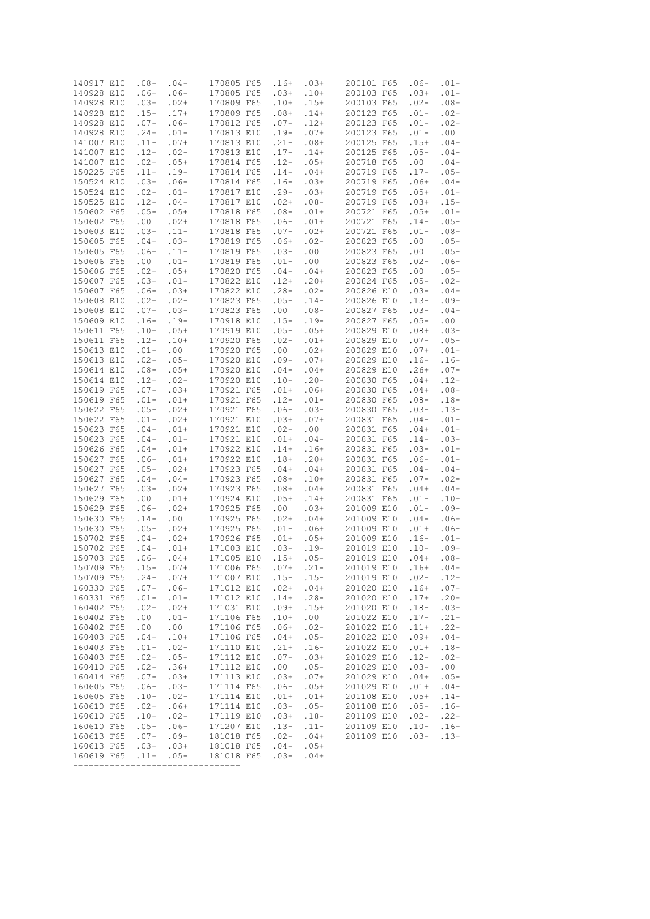| | | | | | | | | | | | |
|---|---|---|---|---|---|---|---|---|---|---|---|
| 140917 | E10 | .08- | .04- | 170805 | F65 | .16+ | .03+ | 200101 | F65 | .06- | .01- |
| 140928 | E10 | .06+ | .06- | 170805 | F65 | .03+ | .10+ | 200103 | F65 | .03+ | .01- |
| 140928 | E10 | .03+ | .02+ | 170809 | F65 | .10+ | .15+ | 200103 | F65 | .02- | .08+ |
| 140928 | E10 | .15- | .17+ | 170809 | F65 | .08+ | .14+ | 200123 | F65 | .01- | .02+ |
| 140928 | E10 | .07- | .06- | 170812 | F65 | .07- | .12+ | 200123 | F65 | .01- | .02+ |
| 140928 | E10 | .24+ | .01- | 170813 | E10 | .19- | .07+ | 200123 | F65 | .01- | .00 |
| 141007 | E10 | .11- | .07+ | 170813 | E10 | .21- | .08+ | 200125 | F65 | .15+ | .04+ |
| 141007 | E10 | .12+ | .02- | 170813 | E10 | .17- | .14+ | 200125 | F65 | .05- | .04- |
| 141007 | E10 | .02+ | .05+ | 170814 | F65 | .12- | .05+ | 200718 | F65 | .00 | .04- |
| 150225 | F65 | .11+ | .19- | 170814 | F65 | .14- | .04+ | 200719 | F65 | .17- | .05- |
| 150524 | E10 | .03+ | .06- | 170814 | F65 | .16- | .03+ | 200719 | F65 | .06+ | .04- |
| 150524 | E10 | .02- | .01- | 170817 | E10 | .29- | .03+ | 200719 | F65 | .05+ | .01+ |
| 150525 | E10 | .12- | .04- | 170817 | E10 | .02+ | .08- | 200719 | F65 | .03+ | .15- |
| 150602 | F65 | .05- | .05+ | 170818 | F65 | .08- | .01+ | 200721 | F65 | .05+ | .01+ |
| 150602 | F65 | .00 | .02+ | 170818 | F65 | .06- | .01+ | 200721 | F65 | .14- | .05- |
| 150603 | E10 | .03+ | .11- | 170818 | F65 | .07- | .02+ | 200721 | F65 | .01- | .08+ |
| 150605 | F65 | .04+ | .03- | 170819 | F65 | .06+ | .02- | 200823 | F65 | .00 | .05- |
| 150605 | F65 | .06+ | .11- | 170819 | F65 | .03- | .00 | 200823 | F65 | .00 | .05- |
| 150606 | F65 | .00 | .01- | 170819 | F65 | .01- | .00 | 200823 | F65 | .02- | .06- |
| 150606 | F65 | .02+ | .05+ | 170820 | F65 | .04- | .04+ | 200823 | F65 | .00 | .05- |
| 150607 | F65 | .03+ | .01- | 170822 | E10 | .12+ | .20+ | 200824 | F65 | .05- | .02- |
| 150607 | F65 | .06- | .03+ | 170822 | E10 | .28- | .02- | 200826 | E10 | .03- | .04+ |
| 150608 | E10 | .02+ | .02- | 170823 | F65 | .05- | .14- | 200826 | E10 | .13- | .09+ |
| 150608 | E10 | .07+ | .03- | 170823 | F65 | .00 | .08- | 200827 | F65 | .03- | .04+ |
| 150609 | E10 | .16- | .19- | 170918 | E10 | .15- | .19- | 200827 | F65 | .05- | .00 |
| 150611 | F65 | .10+ | .05+ | 170919 | E10 | .05- | .05+ | 200829 | E10 | .08+ | .03- |
| 150611 | F65 | .12- | .10+ | 170920 | F65 | .02- | .01+ | 200829 | E10 | .07- | .05- |
| 150613 | E10 | .01- | .00 | 170920 | F65 | .00 | .02+ | 200829 | E10 | .07+ | .01+ |
| 150613 | E10 | .02- | .05- | 170920 | E10 | .09- | .07+ | 200829 | E10 | .16- | .16- |
| 150614 | E10 | .08- | .05+ | 170920 | E10 | .04- | .04+ | 200829 | E10 | .26+ | .07- |
| 150614 | E10 | .12+ | .02- | 170920 | E10 | .10- | .20- | 200830 | F65 | .04+ | .12+ |
| 150619 | F65 | .07- | .03+ | 170921 | F65 | .01+ | .06+ | 200830 | F65 | .08- | .18- |
| 150619 | F65 | .01- | .01+ | 170921 | F65 | .12- | .01- | 200830 | F65 | .03- | .13- |
| 150622 | F65 | .05- | .02+ | 170921 | F65 | .06- | .03- | 200831 | F65 | .04- | .01- |
| 150622 | F65 | .01- | .02+ | 170921 | E10 | .03+ | .07+ | 200831 | F65 | .04+ | .01+ |
| 150623 | F65 | .04- | .01+ | 170921 | E10 | .02- | .00 | 200831 | F65 | .14- | .03- |
| 150623 | F65 | .04- | .01- | 170921 | E10 | .01+ | .04- | 200831 | F65 | .03- | .01+ |
| 150626 | F65 | .04- | .01+ | 170922 | E10 | .14+ | .16+ | 200831 | F65 | .06- | .01- |
| 150627 | F65 | .06- | .01+ | 170922 | E10 | .18+ | .20+ | 200831 | F65 | .04- | .04- |
| 150627 | F65 | .05- | .02+ | 170923 | F65 | .04+ | .04+ | 200831 | F65 | .07- | .02- |
| 150627 | F65 | .04+ | .04- | 170923 | F65 | .08+ | .10+ | 200831 | F65 | .04+ | .04+ |
| 150627 | F65 | .03- | .02+ | 170923 | F65 | .08+ | .04+ | 200831 | F65 | .01- | .10+ |
| 150629 | F65 | .00 | .01+ | 170924 | E10 | .05+ | .14+ | 201009 | E10 | .01- | .09- |
| 150629 | F65 | .06- | .02+ | 170925 | F65 | .00 | .03+ | 201009 | E10 | .04- | .06+ |
| 150630 | F65 | .14- | .00 | 170925 | F65 | .02+ | .04+ | 201009 | E10 | .01+ | .06- |
| 150630 | F65 | .05- | .02+ | 170925 | F65 | .01- | .06+ | 201009 | E10 | .16- | .01+ |
| 150702 | F65 | .04- | .02+ | 170926 | F65 | .01+ | .05+ | 201019 | E10 | .10- | .09+ |
| 150702 | F65 | .04- | .01+ | 171003 | E10 | .03- | .19- | 201019 | E10 | .04+ | .08- |
| 150703 | F65 | .06- | .04+ | 171005 | E10 | .15+ | .05- | 201019 | E10 | .16+ | .04+ |
| 150709 | F65 | .15- | .07+ | 171006 | F65 | .07+ | .21- | 201019 | E10 | .02- | .12+ |
| 150709 | F65 | .24- | .07+ | 171007 | E10 | .15- | .15- | 201020 | E10 | .16+ | .07+ |
| 160330 | F65 | .07- | .06- | 171012 | E10 | .02+ | .04+ | 201020 | E10 | .17+ | .20+ |
| 160331 | F65 | .01- | .01- | 171012 | E10 | .14+ | .28- | 201020 | E10 | .18- | .03+ |
| 160402 | F65 | .02+ | .02+ | 171031 | E10 | .09+ | .15+ | 201022 | E10 | .17- | .21+ |
| 160402 | F65 | .00 | .01- | 171106 | F65 | .10+ | .00 | 201022 | E10 | .11+ | .22- |
| 160402 | F65 | .00 | .00 | 171106 | F65 | .06+ | .02- | 201022 | E10 | .09+ | .04- |
| 160403 | F65 | .04+ | .10+ | 171106 | F65 | .04+ | .05- | 201022 | E10 | .01+ | .18- |
| 160403 | F65 | .01- | .02- | 171110 | E10 | .21+ | .16- | 201029 | E10 | .12- | .02+ |
| 160403 | F65 | .02+ | .05- | 171112 | E10 | .07- | .03+ | 201029 | E10 | .03- | .00 |
| 160410 | F65 | .02- | .36+ | 171112 | E10 | .00 | .05- | 201029 | E10 | .04+ | .05- |
| 160414 | F65 | .07- | .03+ | 171113 | E10 | .03+ | .07+ | 201029 | E10 | .01+ | .04- |
| 160605 | F65 | .06- | .03- | 171114 | F65 | .06- | .05+ | 201108 | E10 | .05+ | .14- |
| 160605 | F65 | .10- | .02- | 171114 | E10 | .01+ | .01+ | 201108 | E10 | .05- | .16- |
| 160610 | F65 | .02+ | .06+ | 171114 | E10 | .03- | .05- | 201109 | E10 | .02- | .22+ |
| 160610 | F65 | .10+ | .02- | 171119 | E10 | .03+ | .18- | 201109 | E10 | .10- | .16+ |
| 160610 | F65 | .05- | .06- | 171207 | E10 | .13- | .11- | 201109 | E10 | .03- | .13+ |
| 160613 | F65 | .07- | .09- | 181018 | F65 | .02- | .04+ | | | | |
| 160613 | F65 | .03+ | .03+ | 181018 | F65 | .04- | .05+ | | | | |
| 160619 | F65 | .11+ | .05- | 181018 | F65 | .03- | .04+ | | | | |